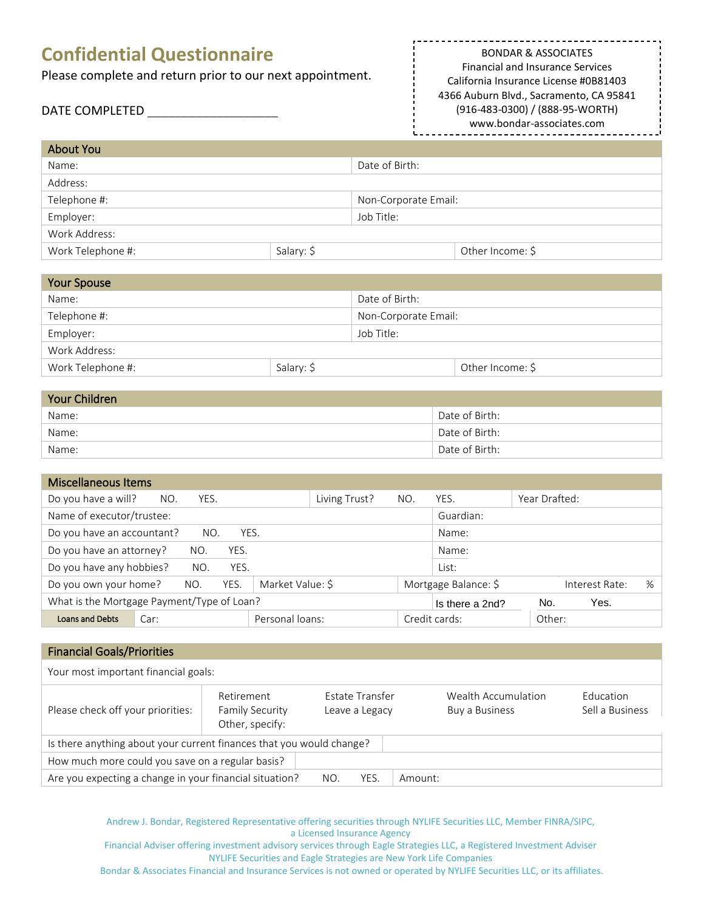# Confidential Questionnaire

Please complete and return prior to our next appointment.

DATE COMPLETED ____________________

BONDAR & ASSOCIATES
Financial and Insurance Services
California Insurance License #0B81403
4366 Auburn Blvd., Sacramento, CA 95841
(916-483-0300) / (888-95-WORTH)
www.bondar-associates.com

## About You

| | | |
|---|---|---|
| Name: | | Date of Birth: |
| Address: | | |
| Telephone #: | | Non-Corporate Email: |
| Employer: | | Job Title: |
| Work Address: | | |
| Work Telephone #: | Salary: $ | Other Income: $ |

## Your Spouse

| | | |
|---|---|---|
| Name: | | Date of Birth: |
| Telephone #: | | Non-Corporate Email: |
| Employer: | | Job Title: |
| Work Address: | | |
| Work Telephone #: | Salary: $ | Other Income: $ |

## Your Children

| | |
|---|---|
| Name: | Date of Birth: |
| Name: | Date of Birth: |
| Name: | Date of Birth: |

## Miscellaneous Items

| | | | |
|---|---|---|---|
| Do you have a will? NO. YES. | Living Trust? NO. YES. | Year Drafted: | |
| Name of executor/trustee: | | Guardian: | |
| Do you have an accountant? NO. YES. | | Name: | |
| Do you have an attorney? NO. YES. | | Name: | |
| Do you have any hobbies? NO. YES. | | List: | |
| Do you own your home? NO. YES. | Market Value: $ | Mortgage Balance: $ | Interest Rate: % |
| What is the Mortgage Payment/Type of Loan? | | Is there a 2nd? | No. Yes. |
| Loans and Debts — Car: | Personal loans: | Credit cards: | Other: |

## Financial Goals/Priorities

| | | | | |
|---|---|---|---|---|
| Your most important financial goals: | | | | |
| Please check off your priorities: | Retirement<br>Family Security<br>Other, specify: | Estate Transfer<br>Leave a Legacy | Wealth Accumulation<br>Buy a Business | Education<br>Sell a Business |
| Is there anything about your current finances that you would change? | | | | |
| How much more could you save on a regular basis? | | | | |
| Are you expecting a change in your financial situation? NO. YES. | Amount: | | | |

Andrew J. Bondar, Registered Representative offering securities through NYLIFE Securities LLC, Member FINRA/SIPC, a Licensed Insurance Agency
Financial Adviser offering investment advisory services through Eagle Strategies LLC, a Registered Investment Adviser
NYLIFE Securities and Eagle Strategies are New York Life Companies
Bondar & Associates Financial and Insurance Services is not owned or operated by NYLIFE Securities LLC, or its affiliates.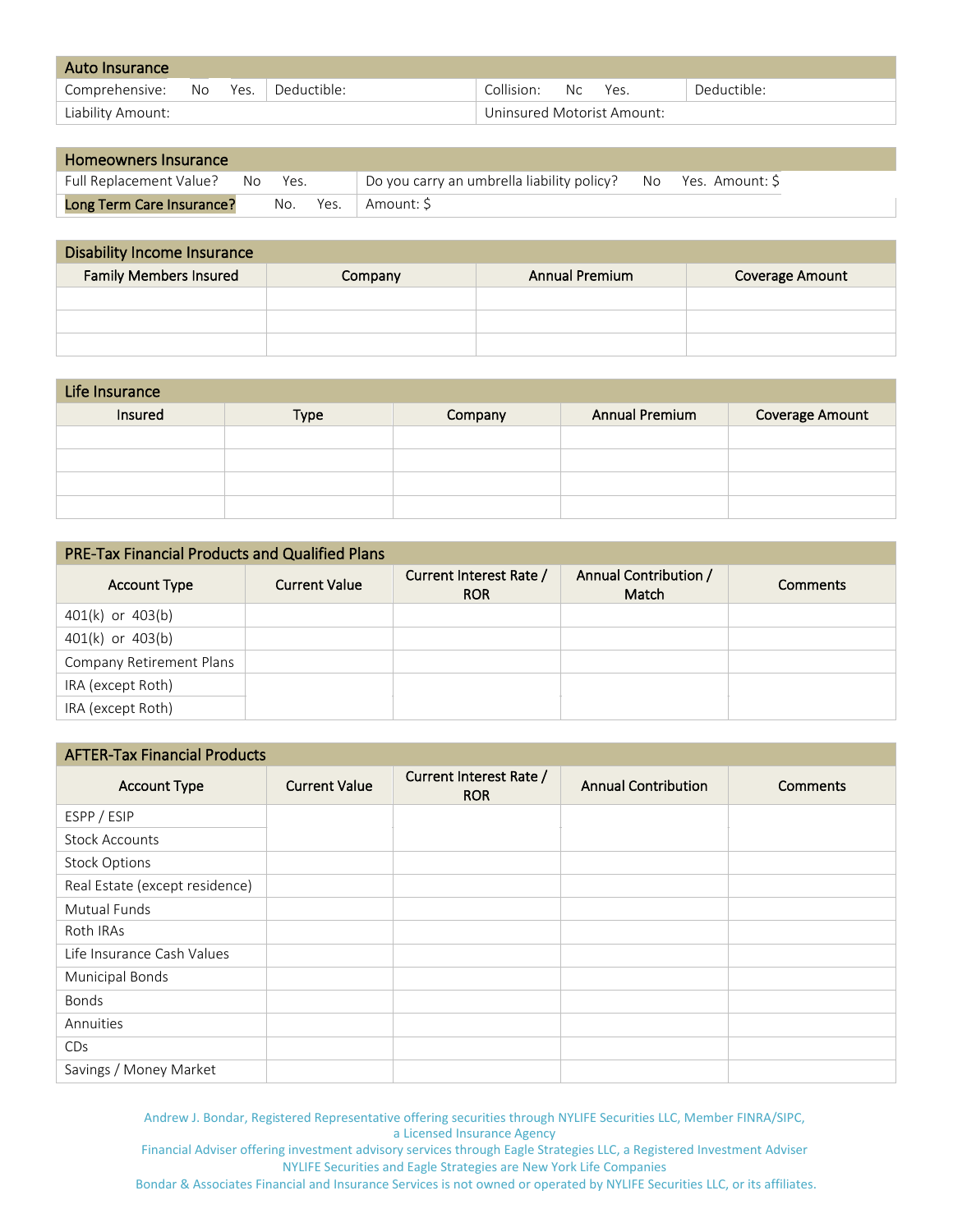| Auto Insurance | | | |
|---|---|---|---|
| Comprehensive: No Yes. | Deductible: | Collision: Nc Yes. | Deductible: |
| Liability Amount: | | Uninsured Motorist Amount: | |

| Homeowners Insurance | |
|---|---|
| Full Replacement Value? No Yes. | Do you carry an umbrella liability policy? No Yes. Amount: $ |
| Long Term Care Insurance? No. Yes. | Amount: $ |

| Disability Income Insurance | | | |
|---|---|---|---|
| Family Members Insured | Company | Annual Premium | Coverage Amount |
| | | | |
| | | | |
| | | | |

| Life Insurance | | | | |
|---|---|---|---|---|
| Insured | Type | Company | Annual Premium | Coverage Amount |
| | | | | |
| | | | | |
| | | | | |
| | | | | |

| PRE-Tax Financial Products and Qualified Plans | | | | |
|---|---|---|---|---|
| Account Type | Current Value | Current Interest Rate / ROR | Annual Contribution / Match | Comments |
| 401(k) or 403(b) | | | | |
| 401(k) or 403(b) | | | | |
| Company Retirement Plans | | | | |
| IRA (except Roth) | | | | |
| IRA (except Roth) | | | | |

| AFTER-Tax Financial Products | | | | |
|---|---|---|---|---|
| Account Type | Current Value | Current Interest Rate / ROR | Annual Contribution | Comments |
| ESPP / ESIP | | | | |
| Stock Accounts | | | | |
| Stock Options | | | | |
| Real Estate (except residence) | | | | |
| Mutual Funds | | | | |
| Roth IRAs | | | | |
| Life Insurance Cash Values | | | | |
| Municipal Bonds | | | | |
| Bonds | | | | |
| Annuities | | | | |
| CDs | | | | |
| Savings / Money Market | | | | |

Andrew J. Bondar, Registered Representative offering securities through NYLIFE Securities LLC, Member FINRA/SIPC, a Licensed Insurance Agency
Financial Adviser offering investment advisory services through Eagle Strategies LLC, a Registered Investment Adviser
NYLIFE Securities and Eagle Strategies are New York Life Companies
Bondar & Associates Financial and Insurance Services is not owned or operated by NYLIFE Securities LLC, or its affiliates.